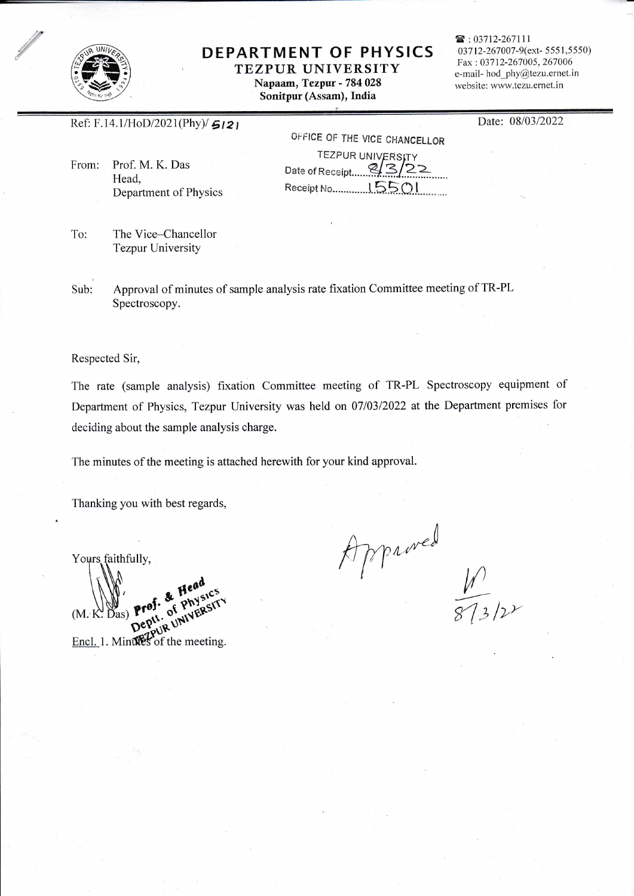# DEPARTMENT OF PHYSICS

## TEZPUR UNIVERSITY

**Napaam, Tezpur - 784 028**
**Sonitpur (Assam), India**

☎ : 03712-267111
03712-267007-9(ext- 5551,5550)
Fax : 03712-267005, 267006
e-mail- hod_phy@tezu.ernet.in
website: www.tezu.ernet.in

Ref: F.14.1/HoD/2021(Phy)/ 5121

Date: 08/03/2022

OFFICE OF THE VICE CHANCELLOR
TEZPUR UNIVERSITY
Date of Receipt 8/3/22
Receipt No 15501

From: Prof. M. K. Das
Head,
Department of Physics

To: The Vice–Chancellor
Tezpur University

Sub: Approval of minutes of sample analysis rate fixation Committee meeting of TR-PL Spectroscopy.

Respected Sir,

The rate (sample analysis) fixation Committee meeting of TR-PL Spectroscopy equipment of Department of Physics, Tezpur University was held on 07/03/2022 at the Department premises for deciding about the sample analysis charge.

The minutes of the meeting is attached herewith for your kind approval.

Thanking you with best regards,

Yours faithfully,

(M. K. Das) Prof. & Head, Deptt. of Physics, TEZPUR UNIVERSITY

Encl. 1. Minutes of the meeting.

Approved
8/3/22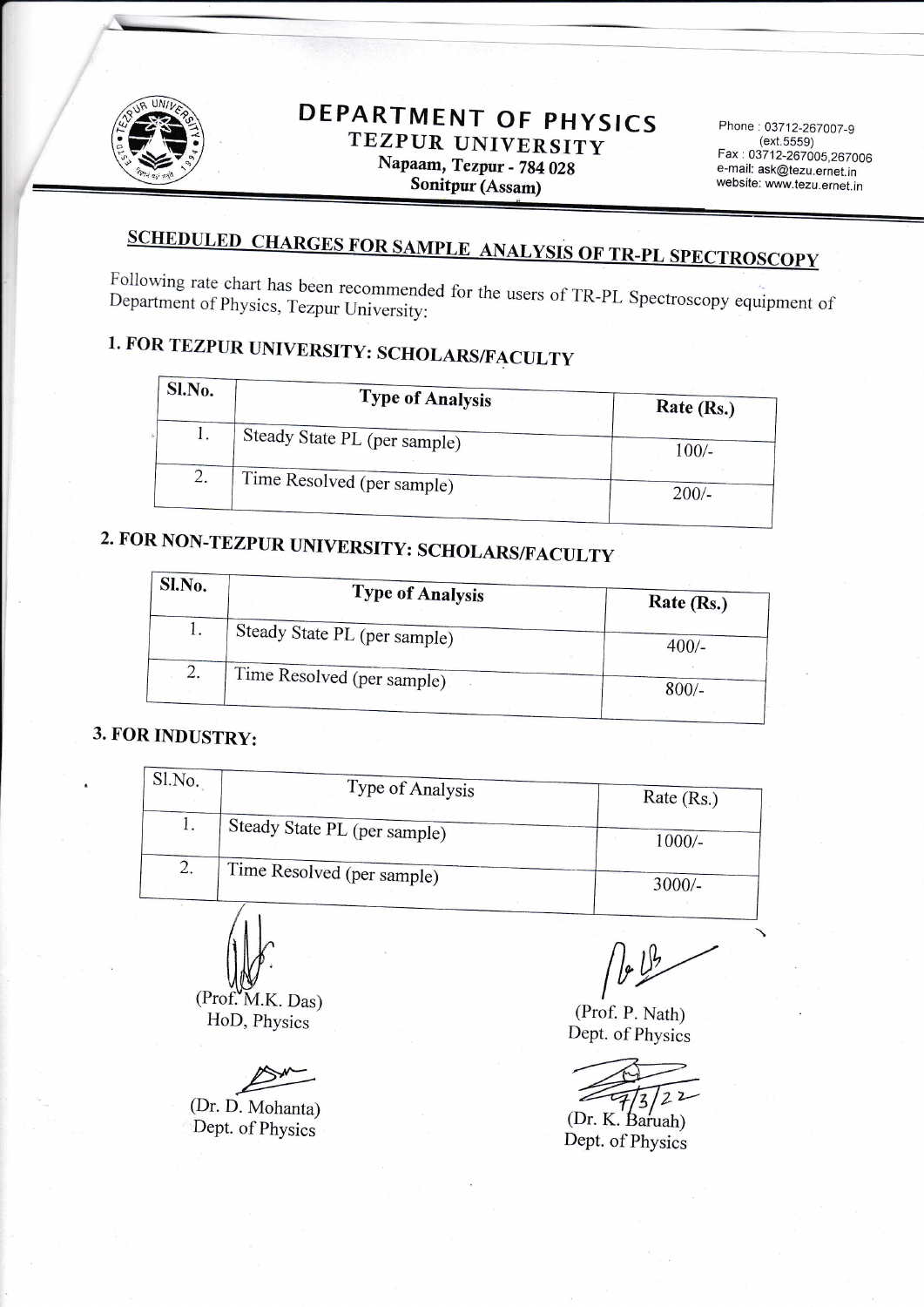# DEPARTMENT OF PHYSICS

## TEZPUR UNIVERSITY

**Napaam, Tezpur - 784 028**
**Sonitpur (Assam)**

Phone : 03712-267007-9 (ext.5559)
Fax : 03712-267005,267006
e-mail: ask@tezu.ernet.in
website: www.tezu.ernet.in

## SCHEDULED CHARGES FOR SAMPLE ANALYSIS OF TR-PL SPECTROSCOPY

Following rate chart has been recommended for the users of TR-PL Spectroscopy equipment of Department of Physics, Tezpur University:

### 1. FOR TEZPUR UNIVERSITY: SCHOLARS/FACULTY

| Sl.No. | Type of Analysis | Rate (Rs.) |
|---|---|---|
| 1. | Steady State PL (per sample) | 100/- |
| 2. | Time Resolved (per sample) | 200/- |

### 2. FOR NON-TEZPUR UNIVERSITY: SCHOLARS/FACULTY

| Sl.No. | Type of Analysis | Rate (Rs.) |
|---|---|---|
| 1. | Steady State PL (per sample) | 400/- |
| 2. | Time Resolved (per sample) | 800/- |

### 3. FOR INDUSTRY:

| Sl.No. | Type of Analysis | Rate (Rs.) |
|---|---|---|
| 1. | Steady State PL (per sample) | 1000/- |
| 2. | Time Resolved (per sample) | 3000/- |

(Prof. M.K. Das)
HoD, Physics

(Prof. P. Nath)
Dept. of Physics

(Dr. D. Mohanta)
Dept. of Physics

7/3/22
(Dr. K. Baruah)
Dept. of Physics